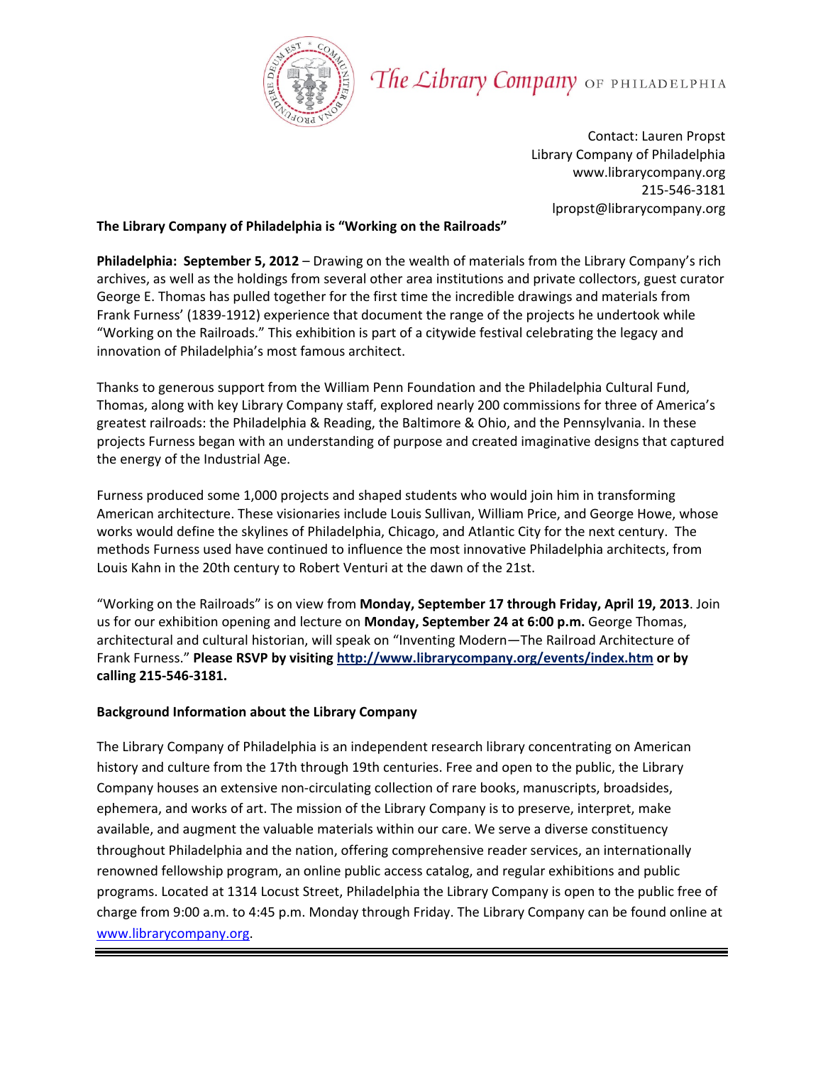The Library Company OF PHILADELPHIA

Contact: Lauren Propst
Library Company of Philadelphia
www.librarycompany.org
215-546-3181
lpropst@librarycompany.org

**The Library Company of Philadelphia is "Working on the Railroads"**

**Philadelphia: September 5, 2012** – Drawing on the wealth of materials from the Library Company's rich archives, as well as the holdings from several other area institutions and private collectors, guest curator George E. Thomas has pulled together for the first time the incredible drawings and materials from Frank Furness' (1839-1912) experience that document the range of the projects he undertook while "Working on the Railroads." This exhibition is part of a citywide festival celebrating the legacy and innovation of Philadelphia's most famous architect.

Thanks to generous support from the William Penn Foundation and the Philadelphia Cultural Fund, Thomas, along with key Library Company staff, explored nearly 200 commissions for three of America's greatest railroads: the Philadelphia & Reading, the Baltimore & Ohio, and the Pennsylvania. In these projects Furness began with an understanding of purpose and created imaginative designs that captured the energy of the Industrial Age.

Furness produced some 1,000 projects and shaped students who would join him in transforming American architecture. These visionaries include Louis Sullivan, William Price, and George Howe, whose works would define the skylines of Philadelphia, Chicago, and Atlantic City for the next century. The methods Furness used have continued to influence the most innovative Philadelphia architects, from Louis Kahn in the 20th century to Robert Venturi at the dawn of the 21st.

"Working on the Railroads" is on view from **Monday, September 17 through Friday, April 19, 2013**. Join us for our exhibition opening and lecture on **Monday, September 24 at 6:00 p.m.** George Thomas, architectural and cultural historian, will speak on "Inventing Modern—The Railroad Architecture of Frank Furness." **Please RSVP by visiting http://www.librarycompany.org/events/index.htm or by calling 215-546-3181.**

**Background Information about the Library Company**

The Library Company of Philadelphia is an independent research library concentrating on American history and culture from the 17th through 19th centuries. Free and open to the public, the Library Company houses an extensive non-circulating collection of rare books, manuscripts, broadsides, ephemera, and works of art. The mission of the Library Company is to preserve, interpret, make available, and augment the valuable materials within our care. We serve a diverse constituency throughout Philadelphia and the nation, offering comprehensive reader services, an internationally renowned fellowship program, an online public access catalog, and regular exhibitions and public programs. Located at 1314 Locust Street, Philadelphia the Library Company is open to the public free of charge from 9:00 a.m. to 4:45 p.m. Monday through Friday. The Library Company can be found online at www.librarycompany.org.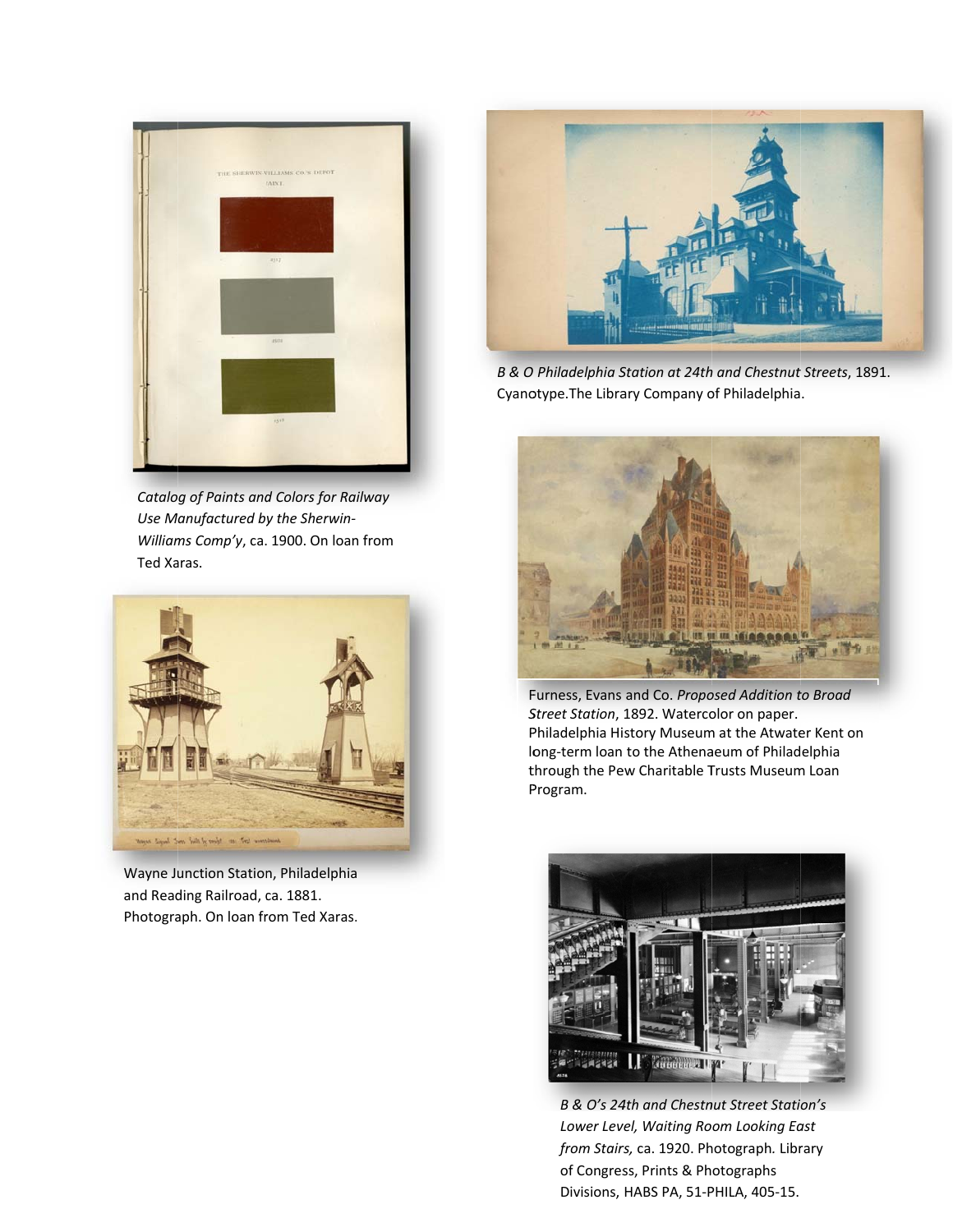*Catalog of Paints and Colors for Railway Use Manufactured by the Sherwin-Williams Comp'y*, ca. 1900. On loan from Ted Xaras.

Wayne Junction Station, Philadelphia and Reading Railroad, ca. 1881. Photograph. On loan from Ted Xaras.

*B & O Philadelphia Station at 24th and Chestnut Streets*, 1891. Cyanotype.The Library Company of Philadelphia.

Furness, Evans and Co. *Proposed Addition to Broad Street Station*, 1892. Watercolor on paper. Philadelphia History Museum at the Atwater Kent on long-term loan to the Athenaeum of Philadelphia through the Pew Charitable Trusts Museum Loan Program.

*B & O's 24th and Chestnut Street Station's Lower Level, Waiting Room Looking East from Stairs,* ca. 1920. Photograph. Library of Congress, Prints & Photographs Divisions, HABS PA, 51-PHILA, 405-15.